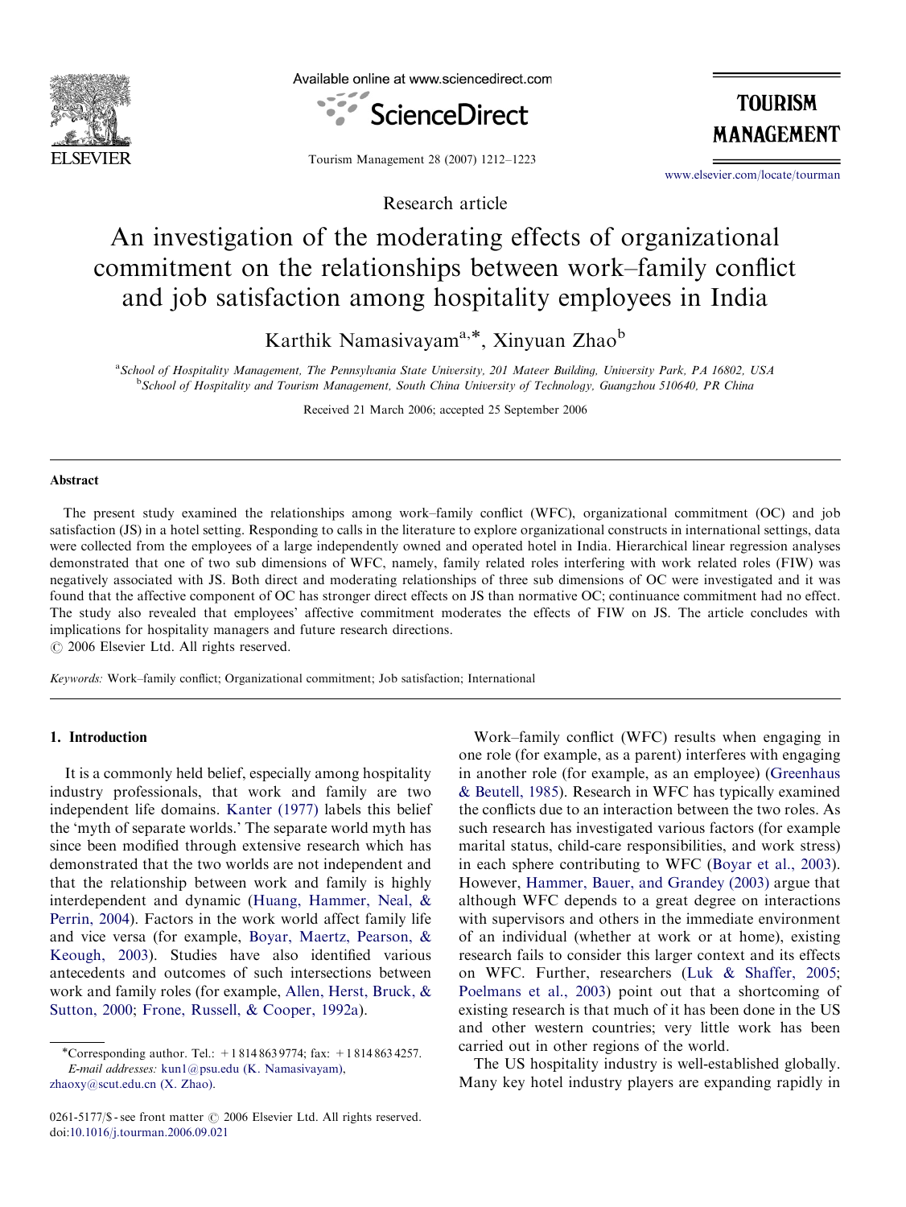Research article

# An investigation of the moderating effects of organizational commitment on the relationships between work–family conflict and job satisfaction among hospitality employees in India

Karthik Namasivayam[a,*], Xinyuan Zhao[b]

[a]School of Hospitality Management, The Pennsylvania State University, 201 Mateer Building, University Park, PA 16802, USA
[b]School of Hospitality and Tourism Management, South China University of Technology, Guangzhou 510640, PR China

Received 21 March 2006; accepted 25 September 2006

## Abstract

The present study examined the relationships among work–family conflict (WFC), organizational commitment (OC) and job satisfaction (JS) in a hotel setting. Responding to calls in the literature to explore organizational constructs in international settings, data were collected from the employees of a large independently owned and operated hotel in India. Hierarchical linear regression analyses demonstrated that one of two sub dimensions of WFC, namely, family related roles interfering with work related roles (FIW) was negatively associated with JS. Both direct and moderating relationships of three sub dimensions of OC were investigated and it was found that the affective component of OC has stronger direct effects on JS than normative OC; continuance commitment had no effect. The study also revealed that employees' affective commitment moderates the effects of FIW on JS. The article concludes with implications for hospitality managers and future research directions.
© 2006 Elsevier Ltd. All rights reserved.

*Keywords:* Work–family conflict; Organizational commitment; Job satisfaction; International

## 1. Introduction

It is a commonly held belief, especially among hospitality industry professionals, that work and family are two independent life domains. Kanter (1977) labels this belief the 'myth of separate worlds.' The separate world myth has since been modified through extensive research which has demonstrated that the two worlds are not independent and that the relationship between work and family is highly interdependent and dynamic (Huang, Hammer, Neal, & Perrin, 2004). Factors in the work world affect family life and vice versa (for example, Boyar, Maertz, Pearson, & Keough, 2003). Studies have also identified various antecedents and outcomes of such intersections between work and family roles (for example, Allen, Herst, Bruck, & Sutton, 2000; Frone, Russell, & Cooper, 1992a).

Work–family conflict (WFC) results when engaging in one role (for example, as a parent) interferes with engaging in another role (for example, as an employee) (Greenhaus & Beutell, 1985). Research in WFC has typically examined the conflicts due to an interaction between the two roles. As such research has investigated various factors (for example marital status, child-care responsibilities, and work stress) in each sphere contributing to WFC (Boyar et al., 2003). However, Hammer, Bauer, and Grandey (2003) argue that although WFC depends to a great degree on interactions with supervisors and others in the immediate environment of an individual (whether at work or at home), existing research fails to consider this larger context and its effects on WFC. Further, researchers (Luk & Shaffer, 2005; Poelmans et al., 2003) point out that a shortcoming of existing research is that much of it has been done in the US and other western countries; very little work has been carried out in other regions of the world.

The US hospitality industry is well-established globally. Many key hotel industry players are expanding rapidly in

*Corresponding author. Tel.: +1 814 863 9774; fax: +1 814 863 4257.
*E-mail addresses:* kun1@psu.edu (K. Namasivayam), zhaoxy@scut.edu.cn (X. Zhao).

0261-5177/$ - see front matter © 2006 Elsevier Ltd. All rights reserved.
doi:10.1016/j.tourman.2006.09.021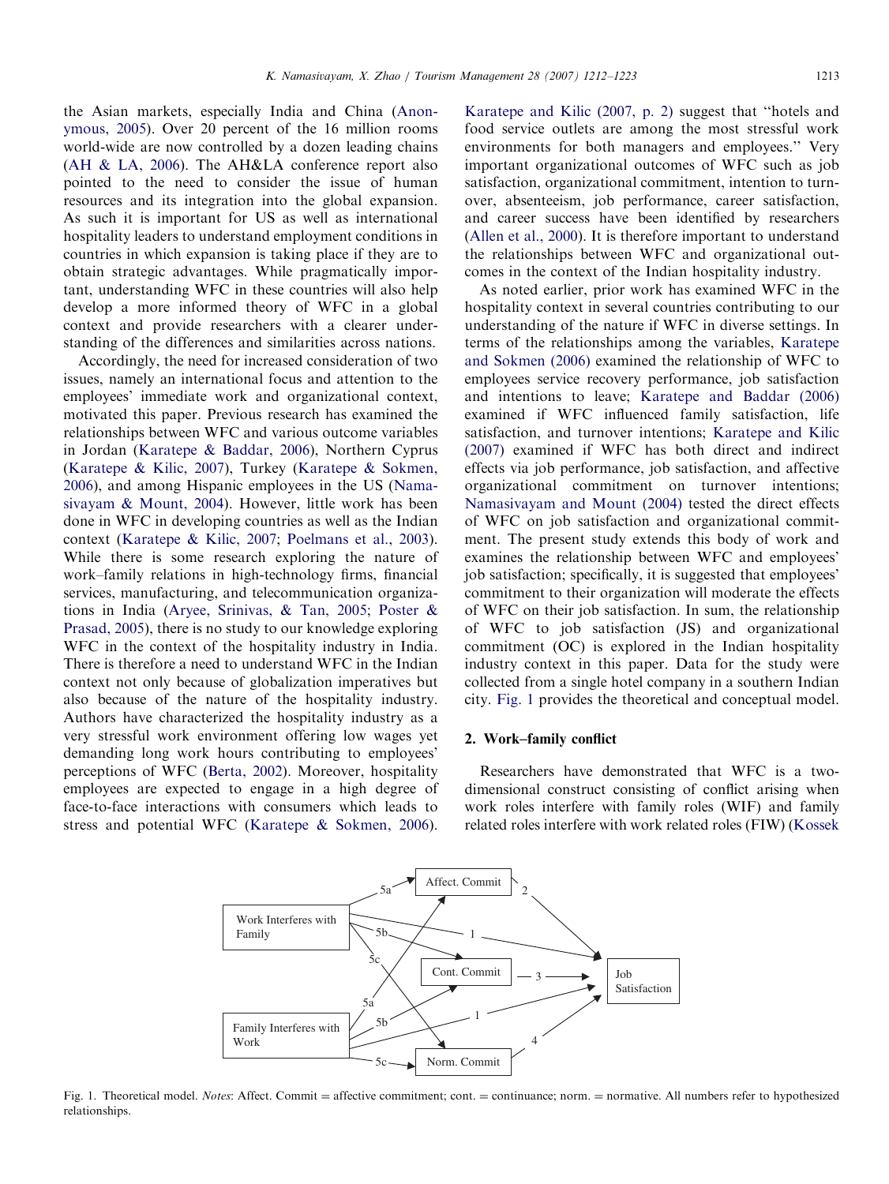the Asian markets, especially India and China (Anonymous, 2005). Over 20 percent of the 16 million rooms world-wide are now controlled by a dozen leading chains (AH & LA, 2006). The AH&LA conference report also pointed to the need to consider the issue of human resources and its integration into the global expansion. As such it is important for US as well as international hospitality leaders to understand employment conditions in countries in which expansion is taking place if they are to obtain strategic advantages. While pragmatically important, understanding WFC in these countries will also help develop a more informed theory of WFC in a global context and provide researchers with a clearer understanding of the differences and similarities across nations.

Accordingly, the need for increased consideration of two issues, namely an international focus and attention to the employees' immediate work and organizational context, motivated this paper. Previous research has examined the relationships between WFC and various outcome variables in Jordan (Karatepe & Baddar, 2006), Northern Cyprus (Karatepe & Kilic, 2007), Turkey (Karatepe & Sokmen, 2006), and among Hispanic employees in the US (Namasivayam & Mount, 2004). However, little work has been done in WFC in developing countries as well as the Indian context (Karatepe & Kilic, 2007; Poelmans et al., 2003). While there is some research exploring the nature of work–family relations in high-technology firms, financial services, manufacturing, and telecommunication organizations in India (Aryee, Srinivas, & Tan, 2005; Poster & Prasad, 2005), there is no study to our knowledge exploring WFC in the context of the hospitality industry in India. There is therefore a need to understand WFC in the Indian context not only because of globalization imperatives but also because of the nature of the hospitality industry. Authors have characterized the hospitality industry as a very stressful work environment offering low wages yet demanding long work hours contributing to employees' perceptions of WFC (Berta, 2002). Moreover, hospitality employees are expected to engage in a high degree of face-to-face interactions with consumers which leads to stress and potential WFC (Karatepe & Sokmen, 2006). Karatepe and Kilic (2007, p. 2) suggest that "hotels and food service outlets are among the most stressful work environments for both managers and employees." Very important organizational outcomes of WFC such as job satisfaction, organizational commitment, intention to turnover, absenteeism, job performance, career satisfaction, and career success have been identified by researchers (Allen et al., 2000). It is therefore important to understand the relationships between WFC and organizational outcomes in the context of the Indian hospitality industry.

As noted earlier, prior work has examined WFC in the hospitality context in several countries contributing to our understanding of the nature if WFC in diverse settings. In terms of the relationships among the variables, Karatepe and Sokmen (2006) examined the relationship of WFC to employees service recovery performance, job satisfaction and intentions to leave; Karatepe and Baddar (2006) examined if WFC influenced family satisfaction, life satisfaction, and turnover intentions; Karatepe and Kilic (2007) examined if WFC has both direct and indirect effects via job performance, job satisfaction, and affective organizational commitment on turnover intentions; Namasivayam and Mount (2004) tested the direct effects of WFC on job satisfaction and organizational commitment. The present study extends this body of work and examines the relationship between WFC and employees' job satisfaction; specifically, it is suggested that employees' commitment to their organization will moderate the effects of WFC on their job satisfaction. In sum, the relationship of WFC to job satisfaction (JS) and organizational commitment (OC) is explored in the Indian hospitality industry context in this paper. Data for the study were collected from a single hotel company in a southern Indian city. Fig. 1 provides the theoretical and conceptual model.

## 2. Work–family conflict

Researchers have demonstrated that WFC is a two-dimensional construct consisting of conflict arising when work roles interfere with family roles (WIF) and family related roles interfere with work related roles (FIW) (Kossek

Work Interferes with Family
Family Interferes with Work
Affect. Commit
Cont. Commit
Norm. Commit
Job Satisfaction
5a
5b
5c
5a
5b
5c
1
1
2
3
4

Fig. 1. Theoretical model. *Notes*: Affect. Commit = affective commitment; cont. = continuance; norm. = normative. All numbers refer to hypothesized relationships.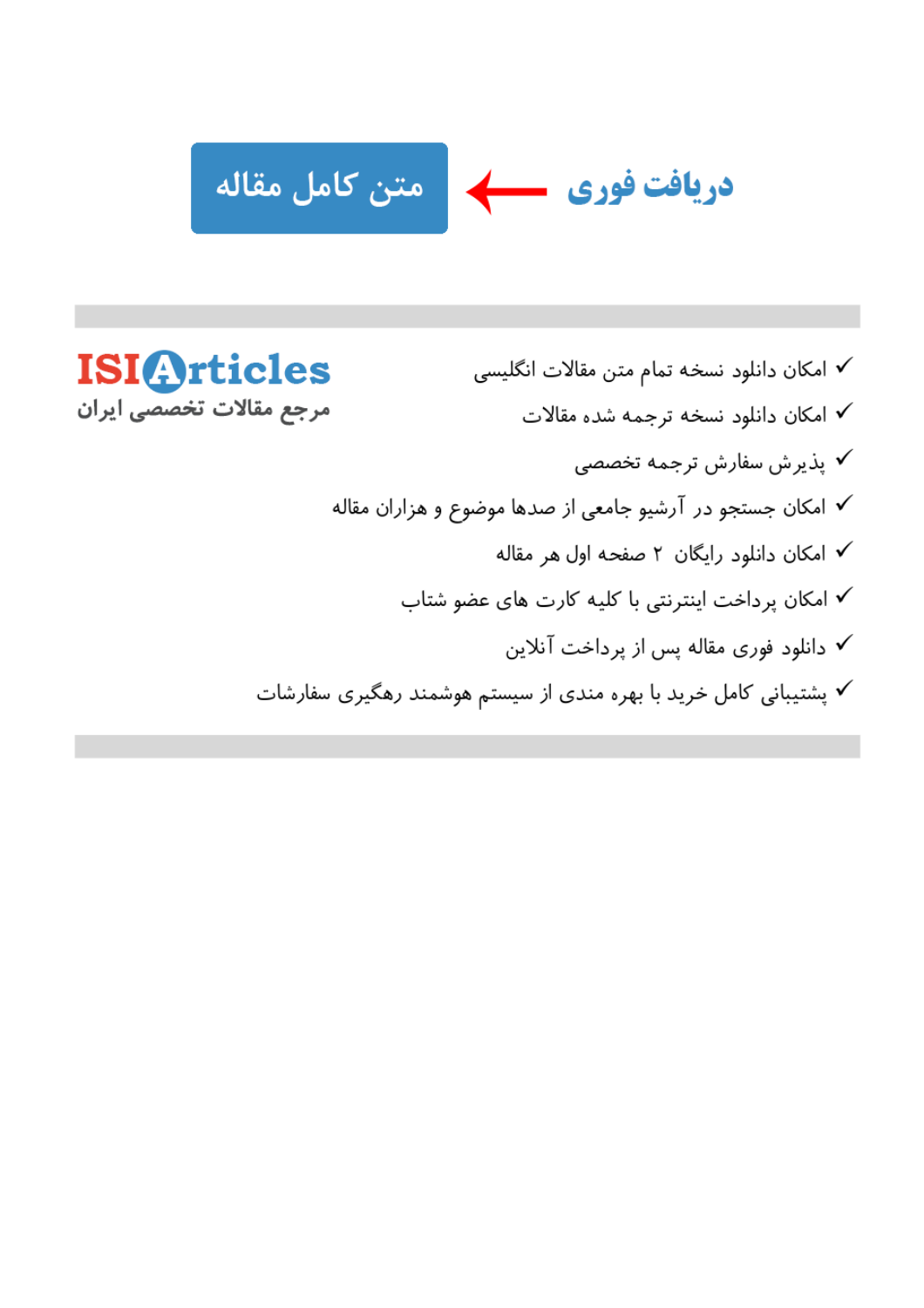دریافت فوری ← متن کامل مقاله

**ISIArticles**
مرجع مقالات تخصصی ایران

- ✓ امکان دانلود نسخه تمام متن مقالات انگلیسی
- ✓ امکان دانلود نسخه ترجمه شده مقالات
- ✓ پذیرش سفارش ترجمه تخصصی
- ✓ امکان جستجو در آرشیو جامعی از صدها موضوع و هزاران مقاله
- ✓ امکان دانلود رایگان ۲ صفحه اول هر مقاله
- ✓ امکان پرداخت اینترنتی با کلیه کارت های عضو شتاب
- ✓ دانلود فوری مقاله پس از پرداخت آنلاین
- ✓ پشتیبانی کامل خرید با بهره مندی از سیستم هوشمند رهگیری سفارشات